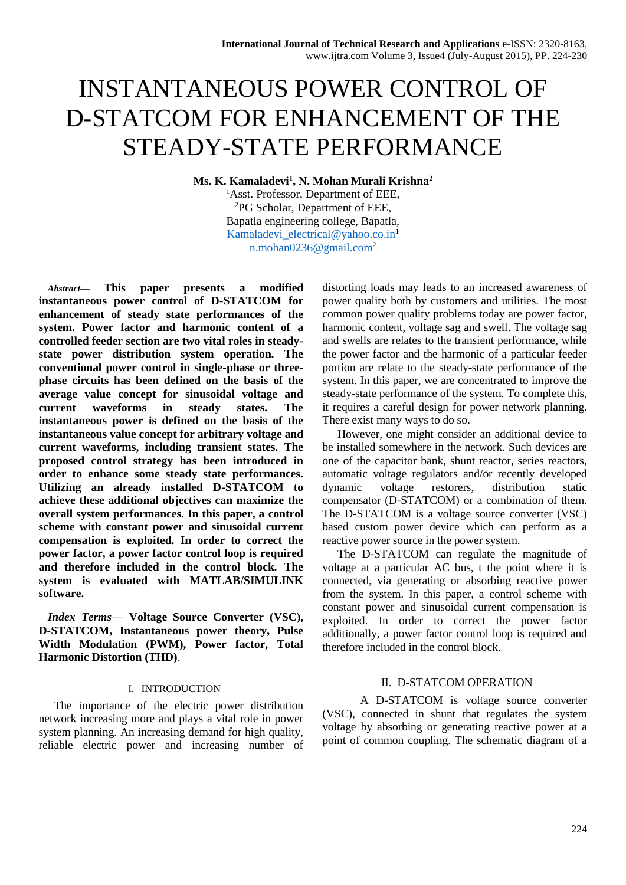# INSTANTANEOUS POWER CONTROL OF D-STATCOM FOR ENHANCEMENT OF THE STEADY-STATE PERFORMANCE

**Ms. K. Kamaladevi[1], N. Mohan Murali Krishna[2]**

[1]Asst. Professor, Department of EEE,
[2]PG Scholar, Department of EEE,
Bapatla engineering college, Bapatla,
Kamaladevi_electrical@yahoo.co.in[1]
n.mohan0236@gmail.com[2]

***Abstract*— This paper presents a modified instantaneous power control of D-STATCOM for enhancement of steady state performances of the system. Power factor and harmonic content of a controlled feeder section are two vital roles in steady-state power distribution system operation. The conventional power control in single-phase or three-phase circuits has been defined on the basis of the average value concept for sinusoidal voltage and current waveforms in steady states. The instantaneous power is defined on the basis of the instantaneous value concept for arbitrary voltage and current waveforms, including transient states. The proposed control strategy has been introduced in order to enhance some steady state performances. Utilizing an already installed D-STATCOM to achieve these additional objectives can maximize the overall system performances. In this paper, a control scheme with constant power and sinusoidal current compensation is exploited. In order to correct the power factor, a power factor control loop is required and therefore included in the control block. The system is evaluated with MATLAB/SIMULINK software.**

***Index Terms*— Voltage Source Converter (VSC), D-STATCOM, Instantaneous power theory, Pulse Width Modulation (PWM), Power factor, Total Harmonic Distortion (THD)**.

## I. INTRODUCTION

The importance of the electric power distribution network increasing more and plays a vital role in power system planning. An increasing demand for high quality, reliable electric power and increasing number of distorting loads may leads to an increased awareness of power quality both by customers and utilities. The most common power quality problems today are power factor, harmonic content, voltage sag and swell. The voltage sag and swells are relates to the transient performance, while the power factor and the harmonic of a particular feeder portion are relate to the steady-state performance of the system. In this paper, we are concentrated to improve the steady-state performance of the system. To complete this, it requires a careful design for power network planning. There exist many ways to do so.

However, one might consider an additional device to be installed somewhere in the network. Such devices are one of the capacitor bank, shunt reactor, series reactors, automatic voltage regulators and/or recently developed dynamic voltage restorers, distribution static compensator (D-STATCOM) or a combination of them. The D-STATCOM is a voltage source converter (VSC) based custom power device which can perform as a reactive power source in the power system.

The D-STATCOM can regulate the magnitude of voltage at a particular AC bus, t the point where it is connected, via generating or absorbing reactive power from the system. In this paper, a control scheme with constant power and sinusoidal current compensation is exploited. In order to correct the power factor additionally, a power factor control loop is required and therefore included in the control block.

## II. D-STATCOM OPERATION

A D-STATCOM is voltage source converter (VSC), connected in shunt that regulates the system voltage by absorbing or generating reactive power at a point of common coupling. The schematic diagram of a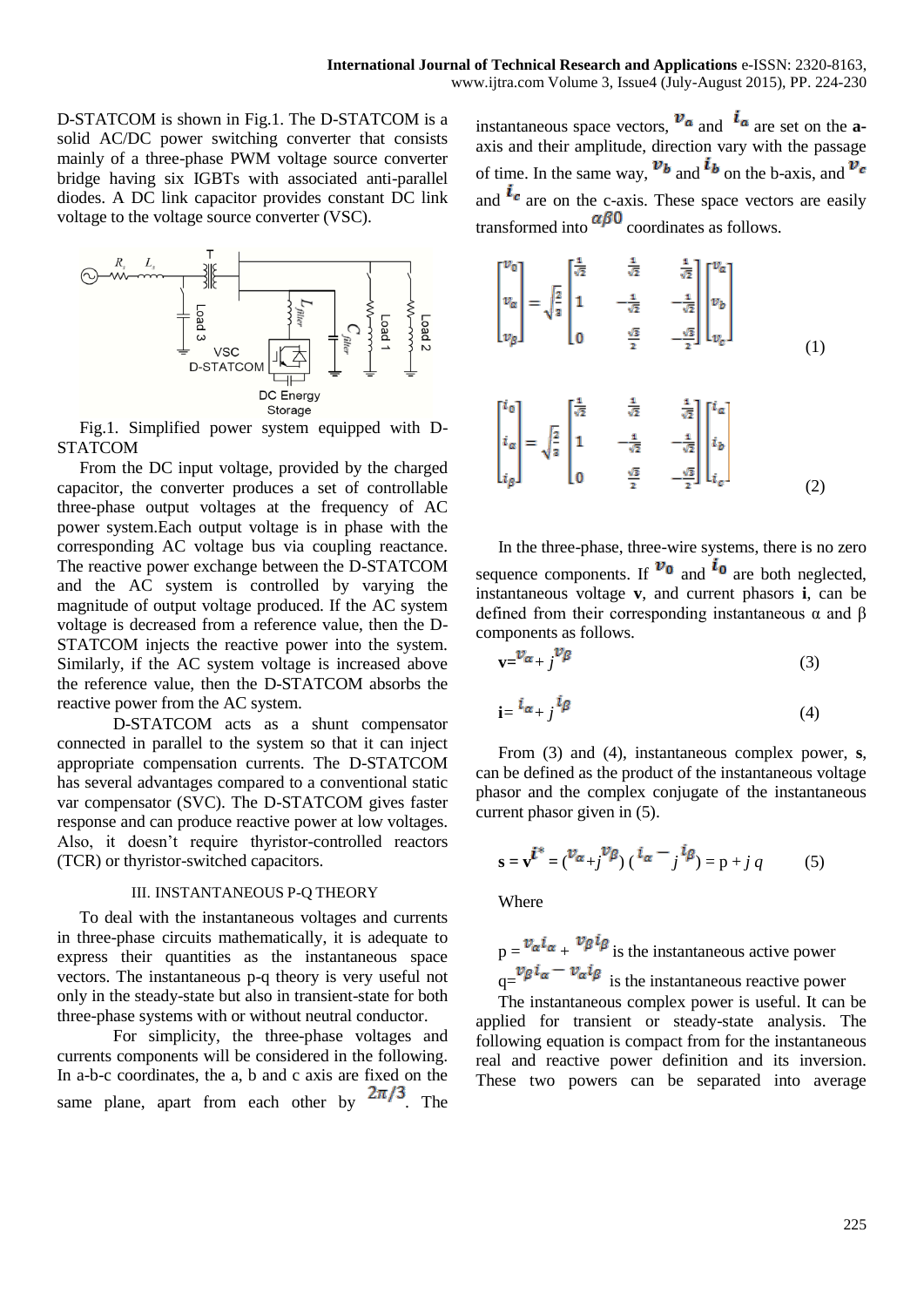D-STATCOM is shown in Fig.1. The D-STATCOM is a solid AC/DC power switching converter that consists mainly of a three-phase PWM voltage source converter bridge having six IGBTs with associated anti-parallel diodes. A DC link capacitor provides constant DC link voltage to the voltage source converter (VSC).

Fig.1. Simplified power system equipped with D-STATCOM

From the DC input voltage, provided by the charged capacitor, the converter produces a set of controllable three-phase output voltages at the frequency of AC power system.Each output voltage is in phase with the corresponding AC voltage bus via coupling reactance. The reactive power exchange between the D-STATCOM and the AC system is controlled by varying the magnitude of output voltage produced. If the AC system voltage is decreased from a reference value, then the D-STATCOM injects the reactive power into the system. Similarly, if the AC system voltage is increased above the reference value, then the D-STATCOM absorbs the reactive power from the AC system.

D-STATCOM acts as a shunt compensator connected in parallel to the system so that it can inject appropriate compensation currents. The D-STATCOM has several advantages compared to a conventional static var compensator (SVC). The D-STATCOM gives faster response and can produce reactive power at low voltages. Also, it doesn't require thyristor-controlled reactors (TCR) or thyristor-switched capacitors.

## III. INSTANTANEOUS P-Q THEORY

To deal with the instantaneous voltages and currents in three-phase circuits mathematically, it is adequate to express their quantities as the instantaneous space vectors. The instantaneous p-q theory is very useful not only in the steady-state but also in transient-state for both three-phase systems with or without neutral conductor.

For simplicity, the three-phase voltages and currents components will be considered in the following. In a-b-c coordinates, the a, b and c axis are fixed on the same plane, apart from each other by $2\pi/3$. The instantaneous space vectors, $v_a$ and $i_a$ are set on the **a**-axis and their amplitude, direction vary with the passage of time. In the same way, $v_b$ and $i_b$ on the b-axis, and $v_c$ and $i_c$ are on the c-axis. These space vectors are easily transformed into $\alpha\beta0$ coordinates as follows.

$$\begin{bmatrix} v_0 \\ v_\alpha \\ v_\beta \end{bmatrix} = \sqrt{\frac{2}{3}} \begin{bmatrix} \frac{1}{\sqrt{2}} & \frac{1}{\sqrt{2}} & \frac{1}{\sqrt{2}} \\ 1 & -\frac{1}{\sqrt{2}} & -\frac{1}{\sqrt{2}} \\ 0 & \frac{\sqrt{3}}{2} & -\frac{\sqrt{3}}{2} \end{bmatrix} \begin{bmatrix} v_a \\ v_b \\ v_c \end{bmatrix} \quad (1)$$

$$\begin{bmatrix} i_0 \\ i_\alpha \\ i_\beta \end{bmatrix} = \sqrt{\frac{2}{3}} \begin{bmatrix} \frac{1}{\sqrt{2}} & \frac{1}{\sqrt{2}} & \frac{1}{\sqrt{2}} \\ 1 & -\frac{1}{\sqrt{2}} & -\frac{1}{\sqrt{2}} \\ 0 & \frac{\sqrt{3}}{2} & -\frac{\sqrt{3}}{2} \end{bmatrix} \begin{bmatrix} i_a \\ i_b \\ i_c \end{bmatrix} \quad (2)$$

In the three-phase, three-wire systems, there is no zero sequence components. If $v_0$ and $i_0$ are both neglected, instantaneous voltage **v**, and current phasors **i**, can be defined from their corresponding instantaneous α and β components as follows.

$$\mathbf{v} = v_\alpha + j\, v_\beta \quad (3)$$

$$\mathbf{i} = i_\alpha + j\, i_\beta \quad (4)$$

From (3) and (4), instantaneous complex power, **s**, can be defined as the product of the instantaneous voltage phasor and the complex conjugate of the instantaneous current phasor given in (5).

$$\mathbf{s} = \mathbf{v}\,\mathbf{i}^* = (v_\alpha + j v_\beta)(i_\alpha - j\, i_\beta) = p + j\, q \quad (5)$$

Where

$p = v_\alpha i_\alpha + v_\beta i_\beta$ is the instantaneous active power

$q = v_\beta i_\alpha - v_\alpha i_\beta$ is the instantaneous reactive power

The instantaneous complex power is useful. It can be applied for transient or steady-state analysis. The following equation is compact from for the instantaneous real and reactive power definition and its inversion. These two powers can be separated into average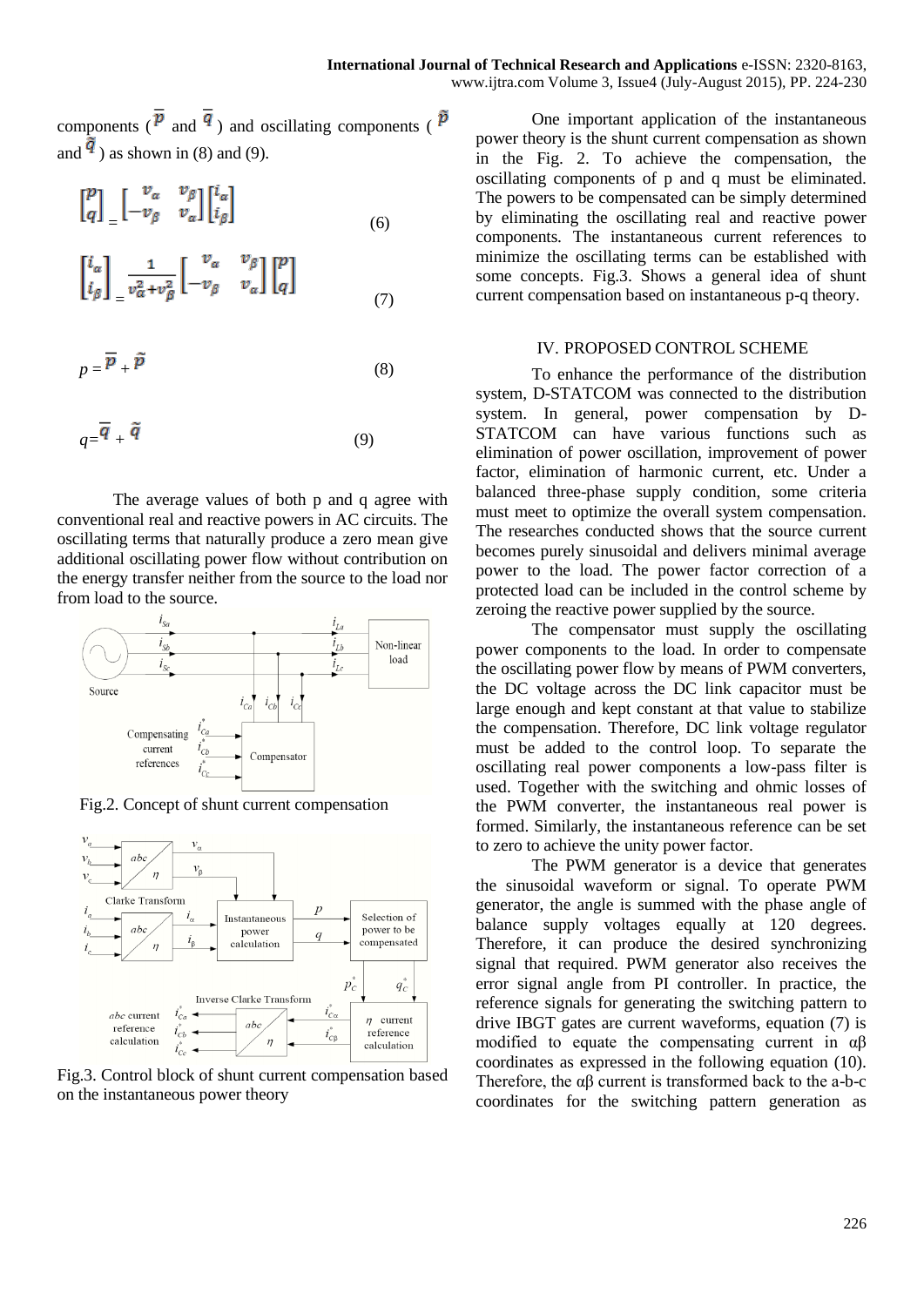components ($\bar{p}$ and $\bar{q}$) and oscillating components ($\tilde{p}$ and $\tilde{q}$) as shown in (8) and (9).

$$\begin{bmatrix} p \\ q \end{bmatrix} = \begin{bmatrix} v_\alpha & v_\beta \\ -v_\beta & v_\alpha \end{bmatrix} \begin{bmatrix} i_\alpha \\ i_\beta \end{bmatrix} \quad (6)$$

$$\begin{bmatrix} i_\alpha \\ i_\beta \end{bmatrix} = \frac{1}{v_\alpha^2 + v_\beta^2} \begin{bmatrix} v_\alpha & v_\beta \\ -v_\beta & v_\alpha \end{bmatrix} \begin{bmatrix} p \\ q \end{bmatrix} \quad (7)$$

$$p = \bar{p} + \tilde{p} \quad (8)$$

$$q = \bar{q} + \tilde{q} \quad (9)$$

The average values of both p and q agree with conventional real and reactive powers in AC circuits. The oscillating terms that naturally produce a zero mean give additional oscillating power flow without contribution on the energy transfer neither from the source to the load nor from load to the source.

Fig.2. Concept of shunt current compensation

Fig.3. Control block of shunt current compensation based on the instantaneous power theory

One important application of the instantaneous power theory is the shunt current compensation as shown in the Fig. 2. To achieve the compensation, the oscillating components of p and q must be eliminated. The powers to be compensated can be simply determined by eliminating the oscillating real and reactive power components. The instantaneous current references to minimize the oscillating terms can be established with some concepts. Fig.3. Shows a general idea of shunt current compensation based on instantaneous p-q theory.

## IV. PROPOSED CONTROL SCHEME

To enhance the performance of the distribution system, D-STATCOM was connected to the distribution system. In general, power compensation by D-STATCOM can have various functions such as elimination of power oscillation, improvement of power factor, elimination of harmonic current, etc. Under a balanced three-phase supply condition, some criteria must meet to optimize the overall system compensation. The researches conducted shows that the source current becomes purely sinusoidal and delivers minimal average power to the load. The power factor correction of a protected load can be included in the control scheme by zeroing the reactive power supplied by the source.

The compensator must supply the oscillating power components to the load. In order to compensate the oscillating power flow by means of PWM converters, the DC voltage across the DC link capacitor must be large enough and kept constant at that value to stabilize the compensation. Therefore, DC link voltage regulator must be added to the control loop. To separate the oscillating real power components a low-pass filter is used. Together with the switching and ohmic losses of the PWM converter, the instantaneous real power is formed. Similarly, the instantaneous reference can be set to zero to achieve the unity power factor.

The PWM generator is a device that generates the sinusoidal waveform or signal. To operate PWM generator, the angle is summed with the phase angle of balance supply voltages equally at 120 degrees. Therefore, it can produce the desired synchronizing signal that required. PWM generator also receives the error signal angle from PI controller. In practice, the reference signals for generating the switching pattern to drive IBGT gates are current waveforms, equation (7) is modified to equate the compensating current in αβ coordinates as expressed in the following equation (10). Therefore, the αβ current is transformed back to the a-b-c coordinates for the switching pattern generation as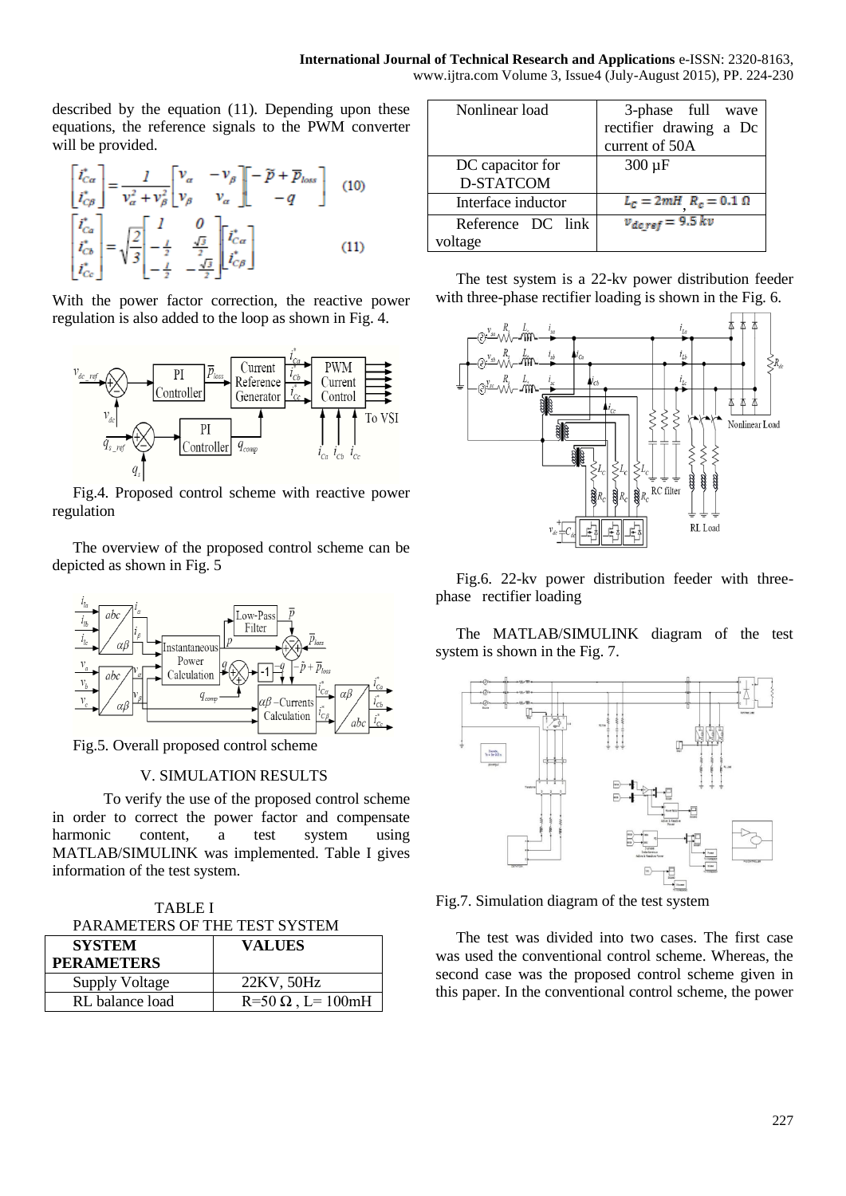described by the equation (11). Depending upon these equations, the reference signals to the PWM converter will be provided.

$$\begin{bmatrix} i^*_{C\alpha} \\ i^*_{C\beta} \end{bmatrix} = \frac{1}{v_\alpha^2 + v_\beta^2} \begin{bmatrix} v_\alpha & -v_\beta \\ v_\beta & v_\alpha \end{bmatrix} \begin{bmatrix} -\tilde{p} + \overline{p}_{loss} \\ -q \end{bmatrix} \quad (10)$$

$$\begin{bmatrix} i^*_{Ca} \\ i^*_{Cb} \\ i^*_{Cc} \end{bmatrix} = \sqrt{\frac{2}{3}} \begin{bmatrix} 1 & 0 \\ -\frac{1}{2} & \frac{\sqrt{3}}{2} \\ -\frac{1}{2} & -\frac{\sqrt{3}}{2} \end{bmatrix} \begin{bmatrix} i^*_{C\alpha} \\ i^*_{C\beta} \end{bmatrix} \quad (11)$$

With the power factor correction, the reactive power regulation is also added to the loop as shown in Fig. 4.

Fig.4. Proposed control scheme with reactive power regulation

The overview of the proposed control scheme can be depicted as shown in Fig. 5

Fig.5. Overall proposed control scheme

## V. SIMULATION RESULTS

To verify the use of the proposed control scheme in order to correct the power factor and compensate harmonic content, a test system using MATLAB/SIMULINK was implemented. Table I gives information of the test system.

TABLE I
PARAMETERS OF THE TEST SYSTEM

| SYSTEM PERAMETERS | VALUES |
|---|---|
| Supply Voltage | 22KV, 50Hz |
| RL balance load | R=50 Ω , L= 100mH |
| Nonlinear load | 3-phase full wave rectifier drawing a Dc current of 50A |
| DC capacitor for D-STATCOM | 300 µF |
| Interface inductor | $L_C = 2mH$, $R_C = 0.1\ \Omega$ |
| Reference DC link voltage | $v_{dc\,ref} = 9.5\ kv$ |

The test system is a 22-kv power distribution feeder with three-phase rectifier loading is shown in the Fig. 6.

Fig.6. 22-kv power distribution feeder with three-phase rectifier loading

The MATLAB/SIMULINK diagram of the test system is shown in the Fig. 7.

Fig.7. Simulation diagram of the test system

The test was divided into two cases. The first case was used the conventional control scheme. Whereas, the second case was the proposed control scheme given in this paper. In the conventional control scheme, the power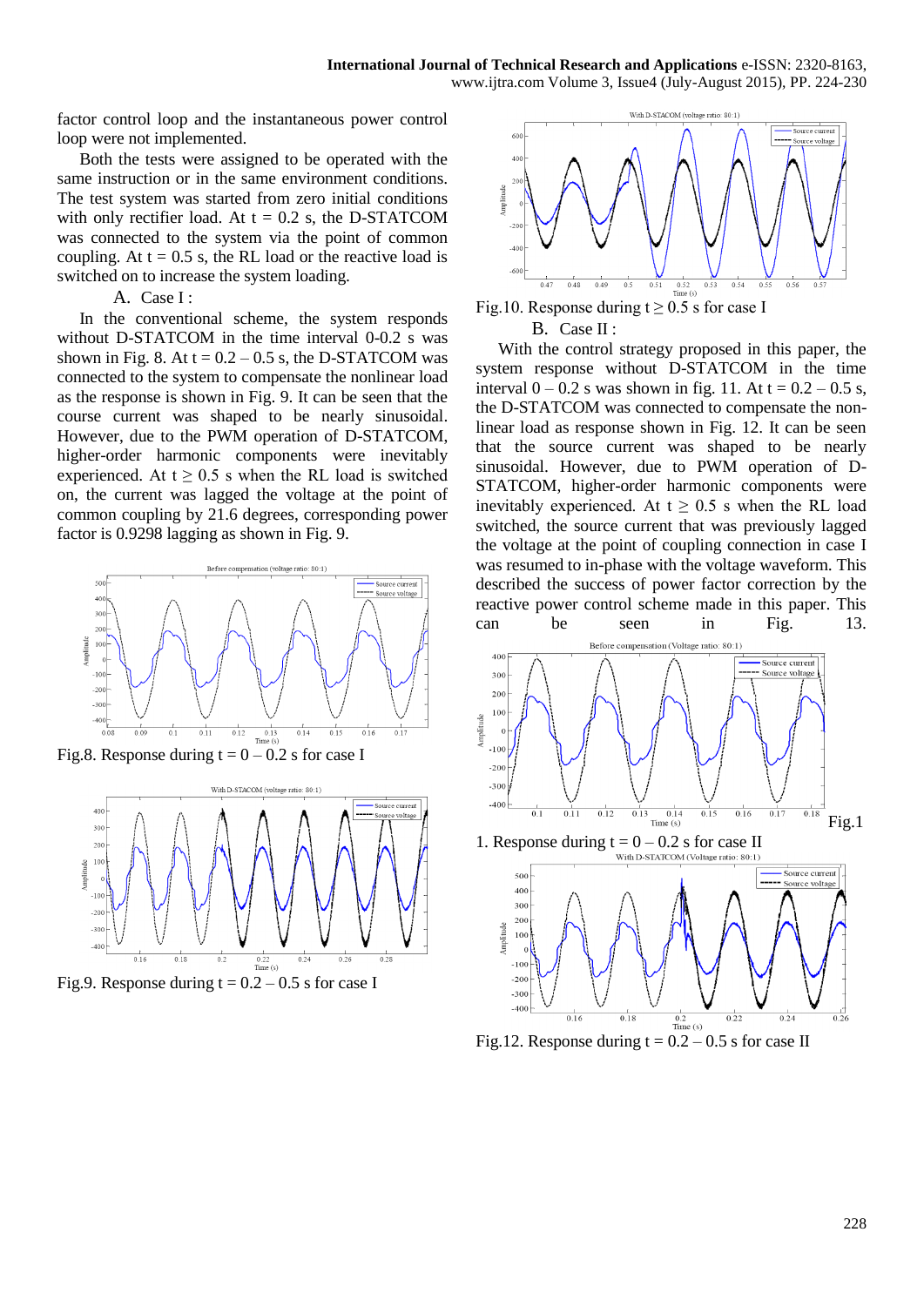factor control loop and the instantaneous power control loop were not implemented.

Both the tests were assigned to be operated with the same instruction or in the same environment conditions. The test system was started from zero initial conditions with only rectifier load. At t = 0.2 s, the D-STATCOM was connected to the system via the point of common coupling. At t = 0.5 s, the RL load or the reactive load is switched on to increase the system loading.

### A. Case I :

In the conventional scheme, the system responds without D-STATCOM in the time interval 0-0.2 s was shown in Fig. 8. At t = 0.2 – 0.5 s, the D-STATCOM was connected to the system to compensate the nonlinear load as the response is shown in Fig. 9. It can be seen that the course current was shaped to be nearly sinusoidal. However, due to the PWM operation of D-STATCOM, higher-order harmonic components were inevitably experienced. At t ≥ 0.5 s when the RL load is switched on, the current was lagged the voltage at the point of common coupling by 21.6 degrees, corresponding power factor is 0.9298 lagging as shown in Fig. 9.

Fig.8. Response during t = 0 – 0.2 s for case I

Fig.9. Response during t = 0.2 – 0.5 s for case I

Fig.10. Response during t ≥ 0.5 s for case I

### B. Case II :

With the control strategy proposed in this paper, the system response without D-STATCOM in the time interval 0 – 0.2 s was shown in fig. 11. At t = 0.2 – 0.5 s, the D-STATCOM was connected to compensate the non-linear load as response shown in Fig. 12. It can be seen that the source current was shaped to be nearly sinusoidal. However, due to PWM operation of D-STATCOM, higher-order harmonic components were inevitably experienced. At t ≥ 0.5 s when the RL load switched, the source current that was previously lagged the voltage at the point of coupling connection in case I was resumed to in-phase with the voltage waveform. This described the success of power factor correction by the reactive power control scheme made in this paper. This can be seen in Fig. 13.

Fig.11. Response during t = 0 – 0.2 s for case II

Fig.12. Response during t = 0.2 – 0.5 s for case II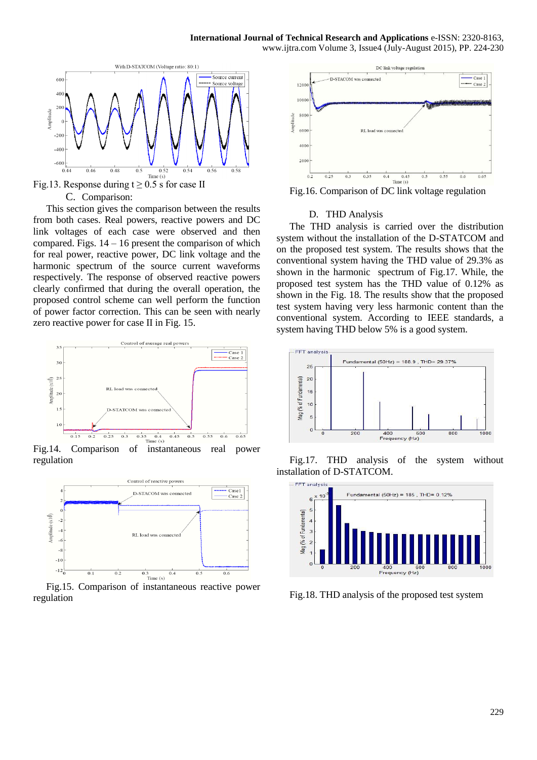Fig.13. Response during $t \geq 0.5$ s for case II

### C. Comparison:

This section gives the comparison between the results from both cases. Real powers, reactive powers and DC link voltages of each case were observed and then compared. Figs. 14 – 16 present the comparison of which for real power, reactive power, DC link voltage and the harmonic spectrum of the source current waveforms respectively. The response of observed reactive powers clearly confirmed that during the overall operation, the proposed control scheme can well perform the function of power factor correction. This can be seen with nearly zero reactive power for case II in Fig. 15.

Fig.14. Comparison of instantaneous real power regulation

Fig.15. Comparison of instantaneous reactive power regulation

Fig.16. Comparison of DC link voltage regulation

### D. THD Analysis

The THD analysis is carried over the distribution system without the installation of the D-STATCOM and on the proposed test system. The results shows that the conventional system having the THD value of 29.3% as shown in the harmonic spectrum of Fig.17. While, the proposed test system has the THD value of 0.12% as shown in the Fig. 18. The results show that the proposed test system having very less harmonic content than the conventional system. According to IEEE standards, a system having THD below 5% is a good system.

Fig.17. THD analysis of the system without installation of D-STATCOM.

Fig.18. THD analysis of the proposed test system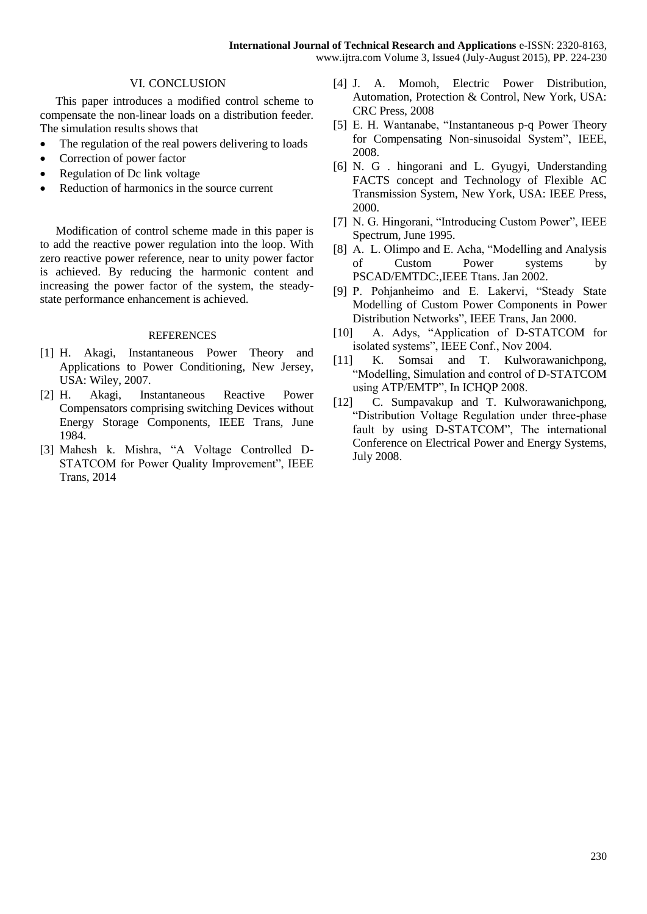## VI. CONCLUSION

This paper introduces a modified control scheme to compensate the non-linear loads on a distribution feeder. The simulation results shows that

- The regulation of the real powers delivering to loads
- Correction of power factor
- Regulation of Dc link voltage
- Reduction of harmonics in the source current

Modification of control scheme made in this paper is to add the reactive power regulation into the loop. With zero reactive power reference, near to unity power factor is achieved. By reducing the harmonic content and increasing the power factor of the system, the steady-state performance enhancement is achieved.

## REFERENCES

[1] H. Akagi, Instantaneous Power Theory and Applications to Power Conditioning, New Jersey, USA: Wiley, 2007.

[2] H. Akagi, Instantaneous Reactive Power Compensators comprising switching Devices without Energy Storage Components, IEEE Trans, June 1984.

[3] Mahesh k. Mishra, "A Voltage Controlled D-STATCOM for Power Quality Improvement", IEEE Trans, 2014

[4] J. A. Momoh, Electric Power Distribution, Automation, Protection & Control, New York, USA: CRC Press, 2008

[5] E. H. Wantanabe, "Instantaneous p-q Power Theory for Compensating Non-sinusoidal System", IEEE, 2008.

[6] N. G . hingorani and L. Gyugyi, Understanding FACTS concept and Technology of Flexible AC Transmission System, New York, USA: IEEE Press, 2000.

[7] N. G. Hingorani, "Introducing Custom Power", IEEE Spectrum, June 1995.

[8] A. L. Olimpo and E. Acha, "Modelling and Analysis of Custom Power systems by PSCAD/EMTDC:,IEEE Ttans. Jan 2002.

[9] P. Pohjanheimo and E. Lakervi, "Steady State Modelling of Custom Power Components in Power Distribution Networks", IEEE Trans, Jan 2000.

[10] A. Adys, "Application of D-STATCOM for isolated systems", IEEE Conf., Nov 2004.

[11] K. Somsai and T. Kulworawanichpong, "Modelling, Simulation and control of D-STATCOM using ATP/EMTP", In ICHQP 2008.

[12] C. Sumpavakup and T. Kulworawanichpong, "Distribution Voltage Regulation under three-phase fault by using D-STATCOM", The international Conference on Electrical Power and Energy Systems, July 2008.